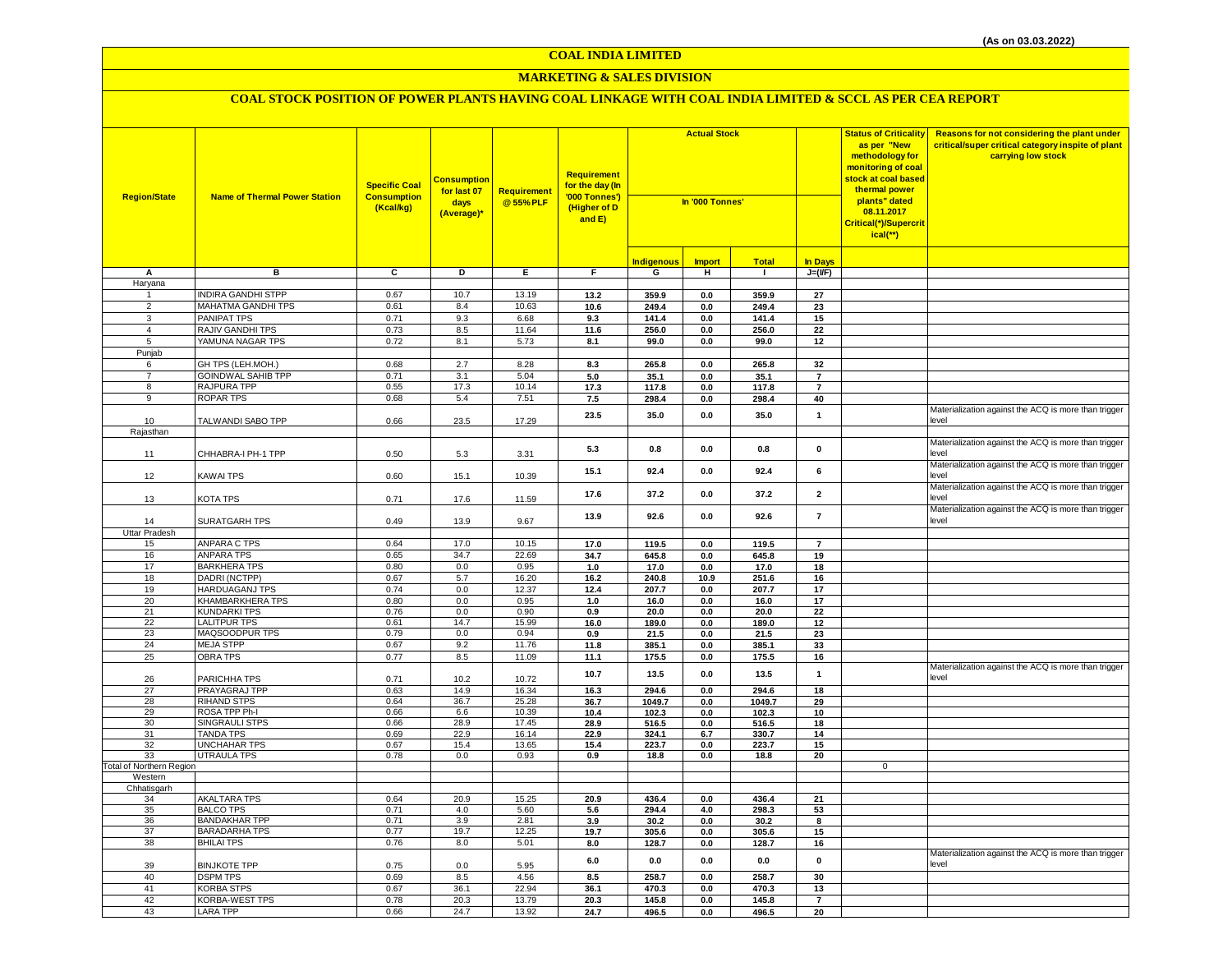(As on 03.03.2022)

# COAL INDIA LIMITED

## MARKETING & SALES DIVISION

### COAL STOCK POSITION OF POWER PLANTS HAVING COAL LINKAGE WITH COAL INDIA LIMITED & SCCL AS PER CEA REPORT

| Region/State | Name of Thermal Power Station | Specific Coal Consumption (Kcal/kg) | Consumption for last 07 days (Average)* | Requirement @ 55% PLF | Requirement for the day (In '000 Tonnes') (Higher of D and E) | Actual Stock In '000 Tonnes' | | | | Status of Criticality as per "New methodology for monitoring of coal stock at coal based thermal power plants" dated 08.11.2017 Critical(*)/Supercritical(**) | Reasons for not considering the plant under critical/super critical category inspite of plant carrying low stock |
|---|---|---|---|---|---|---|---|---|---|---|---|
| | | | | | | Indigenous | Import | Total | In Days | | |
| A | B | C | D | E | F | G | H | I | J=(I/F) | | |
| Haryana | | | | | | | | | | | |
| 1 | INDIRA GANDHI STPP | 0.67 | 10.7 | 13.19 | 13.2 | 359.9 | 0.0 | 359.9 | 27 | | |
| 2 | MAHATMA GANDHI TPS | 0.61 | 8.4 | 10.63 | 10.6 | 249.4 | 0.0 | 249.4 | 23 | | |
| 3 | PANIPAT TPS | 0.71 | 9.3 | 6.68 | 9.3 | 141.4 | 0.0 | 141.4 | 15 | | |
| 4 | RAJIV GANDHI TPS | 0.73 | 8.5 | 11.64 | 11.6 | 256.0 | 0.0 | 256.0 | 22 | | |
| 5 | YAMUNA NAGAR TPS | 0.72 | 8.1 | 5.73 | 8.1 | 99.0 | 0.0 | 99.0 | 12 | | |
| Punjab | | | | | | | | | | | |
| 6 | GH TPS (LEH.MOH.) | 0.68 | 2.7 | 8.28 | 8.3 | 265.8 | 0.0 | 265.8 | 32 | | |
| 7 | GOINDWAL SAHIB TPP | 0.71 | 3.1 | 5.04 | 5.0 | 35.1 | 0.0 | 35.1 | 7 | | |
| 8 | RAJPURA TPP | 0.55 | 17.3 | 10.14 | 17.3 | 117.8 | 0.0 | 117.8 | 7 | | |
| 9 | ROPAR TPS | 0.68 | 5.4 | 7.51 | 7.5 | 298.4 | 0.0 | 298.4 | 40 | | |
| 10 | TALWANDI SABO TPP | 0.66 | 23.5 | 17.29 | 23.5 | 35.0 | 0.0 | 35.0 | 1 | | Materialization against the ACQ is more than trigger level |
| Rajasthan | | | | | | | | | | | |
| 11 | CHHABRA-I PH-1 TPP | 0.50 | 5.3 | 3.31 | 5.3 | 0.8 | 0.0 | 0.8 | 0 | | Materialization against the ACQ is more than trigger level |
| 12 | KAWAI TPS | 0.60 | 15.1 | 10.39 | 15.1 | 92.4 | 0.0 | 92.4 | 6 | | Materialization against the ACQ is more than trigger level |
| 13 | KOTA TPS | 0.71 | 17.6 | 11.59 | 17.6 | 37.2 | 0.0 | 37.2 | 2 | | Materialization against the ACQ is more than trigger level |
| 14 | SURATGARH TPS | 0.49 | 13.9 | 9.67 | 13.9 | 92.6 | 0.0 | 92.6 | 7 | | Materialization against the ACQ is more than trigger level |
| Uttar Pradesh | | | | | | | | | | | |
| 15 | ANPARA C TPS | 0.64 | 17.0 | 10.15 | 17.0 | 119.5 | 0.0 | 119.5 | 7 | | |
| 16 | ANPARA TPS | 0.65 | 34.7 | 22.69 | 34.7 | 645.8 | 0.0 | 645.8 | 19 | | |
| 17 | BARKHERA TPS | 0.80 | 0.0 | 0.95 | 1.0 | 17.0 | 0.0 | 17.0 | 18 | | |
| 18 | DADRI (NCTPP) | 0.67 | 5.7 | 16.20 | 16.2 | 240.8 | 10.9 | 251.6 | 16 | | |
| 19 | HARDUAGANJ TPS | 0.74 | 0.0 | 12.37 | 12.4 | 207.7 | 0.0 | 207.7 | 17 | | |
| 20 | KHAMBARKHERA TPS | 0.80 | 0.0 | 0.95 | 1.0 | 16.0 | 0.0 | 16.0 | 17 | | |
| 21 | KUNDARKI TPS | 0.76 | 0.0 | 0.90 | 0.9 | 20.0 | 0.0 | 20.0 | 22 | | |
| 22 | LALITPUR TPS | 0.61 | 14.7 | 15.99 | 16.0 | 189.0 | 0.0 | 189.0 | 12 | | |
| 23 | MAQSOODPUR TPS | 0.79 | 0.0 | 0.94 | 0.9 | 21.5 | 0.0 | 21.5 | 23 | | |
| 24 | MEJA STPP | 0.67 | 9.2 | 11.76 | 11.8 | 385.1 | 0.0 | 385.1 | 33 | | |
| 25 | OBRA TPS | 0.77 | 8.5 | 11.09 | 11.1 | 175.5 | 0.0 | 175.5 | 16 | | |
| 26 | PARICHHA TPS | 0.71 | 10.2 | 10.72 | 10.7 | 13.5 | 0.0 | 13.5 | 1 | | Materialization against the ACQ is more than trigger level |
| 27 | PRAYAGRAJ TPP | 0.63 | 14.9 | 16.34 | 16.3 | 294.6 | 0.0 | 294.6 | 18 | | |
| 28 | RIHAND STPS | 0.64 | 36.7 | 25.28 | 36.7 | 1049.7 | 0.0 | 1049.7 | 29 | | |
| 29 | ROSA TPP Ph-I | 0.66 | 6.6 | 10.39 | 10.4 | 102.3 | 0.0 | 102.3 | 10 | | |
| 30 | SINGRAULI STPS | 0.66 | 28.9 | 17.45 | 28.9 | 516.5 | 0.0 | 516.5 | 18 | | |
| 31 | TANDA TPS | 0.69 | 22.9 | 16.14 | 22.9 | 324.1 | 6.7 | 330.7 | 14 | | |
| 32 | UNCHAHAR TPS | 0.67 | 15.4 | 13.65 | 15.4 | 223.7 | 0.0 | 223.7 | 15 | | |
| 33 | UTRAULA TPS | 0.78 | 0.0 | 0.93 | 0.9 | 18.8 | 0.0 | 18.8 | 20 | | |
| Total of Northern Region | | | | | | | | | | 0 | |
| Western | | | | | | | | | | | |
| Chhatisgarh | | | | | | | | | | | |
| 34 | AKALTARA TPS | 0.64 | 20.9 | 15.25 | 20.9 | 436.4 | 0.0 | 436.4 | 21 | | |
| 35 | BALCO TPS | 0.71 | 4.0 | 5.60 | 5.6 | 294.4 | 4.0 | 298.3 | 53 | | |
| 36 | BANDAKHAR TPP | 0.71 | 3.9 | 2.81 | 3.9 | 30.2 | 0.0 | 30.2 | 8 | | |
| 37 | BARADARHA TPS | 0.77 | 19.7 | 12.25 | 19.7 | 305.6 | 0.0 | 305.6 | 15 | | |
| 38 | BHILAI TPS | 0.76 | 8.0 | 5.01 | 8.0 | 128.7 | 0.0 | 128.7 | 16 | | |
| 39 | BINJKOTE TPP | 0.75 | 0.0 | 5.95 | 6.0 | 0.0 | 0.0 | 0.0 | 0 | | Materialization against the ACQ is more than trigger level |
| 40 | DSPM TPS | 0.69 | 8.5 | 4.56 | 8.5 | 258.7 | 0.0 | 258.7 | 30 | | |
| 41 | KORBA STPS | 0.67 | 36.1 | 22.94 | 36.1 | 470.3 | 0.0 | 470.3 | 13 | | |
| 42 | KORBA-WEST TPS | 0.78 | 20.3 | 13.79 | 20.3 | 145.8 | 0.0 | 145.8 | 7 | | |
| 43 | LARA TPP | 0.66 | 24.7 | 13.92 | 24.7 | 496.5 | 0.0 | 496.5 | 20 | | |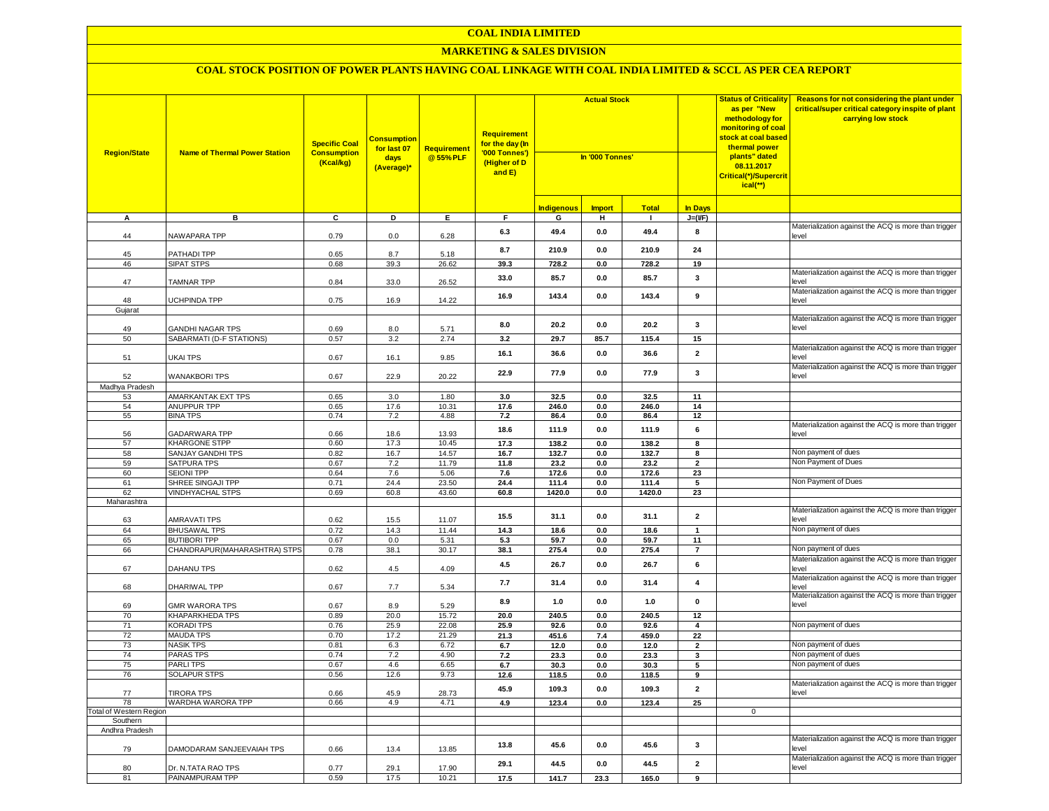# COAL INDIA LIMITED

## MARKETING & SALES DIVISION

### COAL STOCK POSITION OF POWER PLANTS HAVING COAL LINKAGE WITH COAL INDIA LIMITED & SCCL AS PER CEA REPORT

| Region/State | Name of Thermal Power Station | Specific Coal Consumption (Kcal/kg) | Consumption for last 07 days (Average)* | Requirement @ 55% PLF | Requirement for the day (In '000 Tonnes') (Higher of D and E) | Actual Stock In '000 Tonnes' | | | | Status of Criticality as per "New methodology for monitoring of coal stock at coal based thermal power plants" dated 08.11.2017 Critical(*)/Supercritical(**) | Reasons for not considering the plant under critical/super critical category inspite of plant carrying low stock |
|---|---|---|---|---|---|---|---|---|---|---|---|
| | | | | | | Indigenous | Import | Total | In Days | | |
| A | B | C | D | E | F | G | H | I | J=(I/F) | | |
| 44 | NAWAPARA TPP | 0.79 | 0.0 | 6.28 | 6.3 | 49.4 | 0.0 | 49.4 | 8 | | Materialization against the ACQ is more than trigger level |
| 45 | PATHADI TPP | 0.65 | 8.7 | 5.18 | 8.7 | 210.9 | 0.0 | 210.9 | 24 | | |
| 46 | SIPAT STPS | 0.68 | 39.3 | 26.62 | 39.3 | 728.2 | 0.0 | 728.2 | 19 | | |
| 47 | TAMNAR TPP | 0.84 | 33.0 | 26.52 | 33.0 | 85.7 | 0.0 | 85.7 | 3 | | Materialization against the ACQ is more than trigger level |
| 48 | UCHPINDA TPP | 0.75 | 16.9 | 14.22 | 16.9 | 143.4 | 0.0 | 143.4 | 9 | | Materialization against the ACQ is more than trigger level |
| Gujarat | | | | | | | | | | | |
| 49 | GANDHI NAGAR TPS | 0.69 | 8.0 | 5.71 | 8.0 | 20.2 | 0.0 | 20.2 | 3 | | Materialization against the ACQ is more than trigger level |
| 50 | SABARMATI (D-F STATIONS) | 0.57 | 3.2 | 2.74 | 3.2 | 29.7 | 85.7 | 115.4 | 15 | | |
| 51 | UKAI TPS | 0.67 | 16.1 | 9.85 | 16.1 | 36.6 | 0.0 | 36.6 | 2 | | Materialization against the ACQ is more than trigger level |
| 52 | WANAKBORI TPS | 0.67 | 22.9 | 20.22 | 22.9 | 77.9 | 0.0 | 77.9 | 3 | | Materialization against the ACQ is more than trigger level |
| Madhya Pradesh | | | | | | | | | | | |
| 53 | AMARKANTAK EXT TPS | 0.65 | 3.0 | 1.80 | 3.0 | 32.5 | 0.0 | 32.5 | 11 | | |
| 54 | ANUPPUR TPP | 0.65 | 17.6 | 10.31 | 17.6 | 246.0 | 0.0 | 246.0 | 14 | | |
| 55 | BINA TPS | 0.74 | 7.2 | 4.88 | 7.2 | 86.4 | 0.0 | 86.4 | 12 | | |
| 56 | GADARWARA TPP | 0.66 | 18.6 | 13.93 | 18.6 | 111.9 | 0.0 | 111.9 | 6 | | Materialization against the ACQ is more than trigger level |
| 57 | KHARGONE STPP | 0.60 | 17.3 | 10.45 | 17.3 | 138.2 | 0.0 | 138.2 | 8 | | |
| 58 | SANJAY GANDHI TPS | 0.82 | 16.7 | 14.57 | 16.7 | 132.7 | 0.0 | 132.7 | 8 | | Non payment of dues |
| 59 | SATPURA TPS | 0.67 | 7.2 | 11.79 | 11.8 | 23.2 | 0.0 | 23.2 | 2 | | Non Payment of Dues |
| 60 | SEIONI TPP | 0.64 | 7.6 | 5.06 | 7.6 | 172.6 | 0.0 | 172.6 | 23 | | |
| 61 | SHREE SINGAJI TPP | 0.71 | 24.4 | 23.50 | 24.4 | 111.4 | 0.0 | 111.4 | 5 | | Non Payment of Dues |
| 62 | VINDHYACHAL STPS | 0.69 | 60.8 | 43.60 | 60.8 | 1420.0 | 0.0 | 1420.0 | 23 | | |
| Maharashtra | | | | | | | | | | | |
| 63 | AMRAVATI TPS | 0.62 | 15.5 | 11.07 | 15.5 | 31.1 | 0.0 | 31.1 | 2 | | Materialization against the ACQ is more than trigger level |
| 64 | BHUSAWAL TPS | 0.72 | 14.3 | 11.44 | 14.3 | 18.6 | 0.0 | 18.6 | 1 | | Non payment of dues |
| 65 | BUTIBORI TPP | 0.67 | 0.0 | 5.31 | 5.3 | 59.7 | 0.0 | 59.7 | 11 | | |
| 66 | CHANDRAPUR(MAHARASHTRA) STPS | 0.78 | 38.1 | 30.17 | 38.1 | 275.4 | 0.0 | 275.4 | 7 | | Non payment of dues |
| 67 | DAHANU TPS | 0.62 | 4.5 | 4.09 | 4.5 | 26.7 | 0.0 | 26.7 | 6 | | Materialization against the ACQ is more than trigger level |
| 68 | DHARIWAL TPP | 0.67 | 7.7 | 5.34 | 7.7 | 31.4 | 0.0 | 31.4 | 4 | | Materialization against the ACQ is more than trigger level |
| 69 | GMR WARORA TPS | 0.67 | 8.9 | 5.29 | 8.9 | 1.0 | 0.0 | 1.0 | 0 | | Materialization against the ACQ is more than trigger level |
| 70 | KHAPARKHEDA TPS | 0.89 | 20.0 | 15.72 | 20.0 | 240.5 | 0.0 | 240.5 | 12 | | |
| 71 | KORADI TPS | 0.76 | 25.9 | 22.08 | 25.9 | 92.6 | 0.0 | 92.6 | 4 | | Non payment of dues |
| 72 | MAUDA TPS | 0.70 | 17.2 | 21.29 | 21.3 | 451.6 | 7.4 | 459.0 | 22 | | |
| 73 | NASIK TPS | 0.81 | 6.3 | 6.72 | 6.7 | 12.0 | 0.0 | 12.0 | 2 | | Non payment of dues |
| 74 | PARAS TPS | 0.74 | 7.2 | 4.90 | 7.2 | 23.3 | 0.0 | 23.3 | 3 | | Non payment of dues |
| 75 | PARLI TPS | 0.67 | 4.6 | 6.65 | 6.7 | 30.3 | 0.0 | 30.3 | 5 | | Non payment of dues |
| 76 | SOLAPUR STPS | 0.56 | 12.6 | 9.73 | 12.6 | 118.5 | 0.0 | 118.5 | 9 | | |
| 77 | TIRORA TPS | 0.66 | 45.9 | 28.73 | 45.9 | 109.3 | 0.0 | 109.3 | 2 | | Materialization against the ACQ is more than trigger level |
| 78 | WARDHA WARORA TPP | 0.66 | 4.9 | 4.71 | 4.9 | 123.4 | 0.0 | 123.4 | 25 | | |
| Total of Western Region | | | | | | | | | | 0 | |
| Southern | | | | | | | | | | | |
| Andhra Pradesh | | | | | | | | | | | |
| 79 | DAMODARAM SANJEEVAIAH TPS | 0.66 | 13.4 | 13.85 | 13.8 | 45.6 | 0.0 | 45.6 | 3 | | Materialization against the ACQ is more than trigger level |
| 80 | Dr. N.TATA RAO TPS | 0.77 | 29.1 | 17.90 | 29.1 | 44.5 | 0.0 | 44.5 | 2 | | Materialization against the ACQ is more than trigger level |
| 81 | PAINAMPURAM TPP | 0.59 | 17.5 | 10.21 | 17.5 | 141.7 | 23.3 | 165.0 | 9 | | |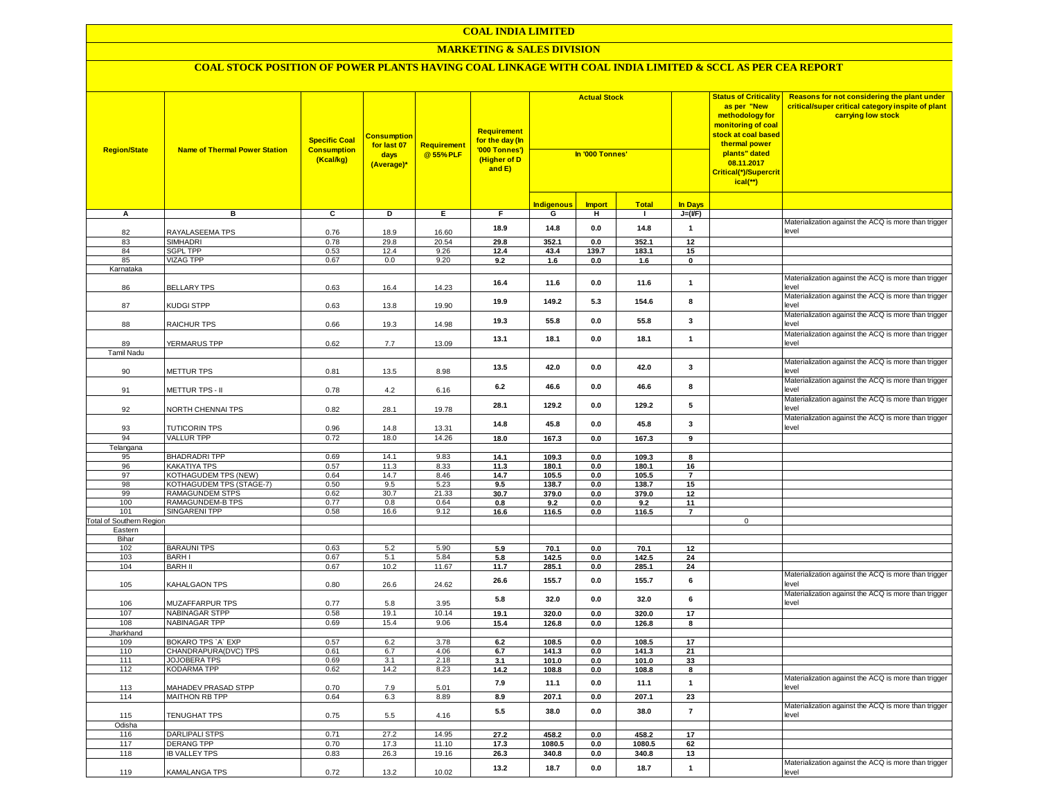# COAL INDIA LIMITED

## MARKETING & SALES DIVISION

### COAL STOCK POSITION OF POWER PLANTS HAVING COAL LINKAGE WITH COAL INDIA LIMITED & SCCL AS PER CEA REPORT

| Region/State | Name of Thermal Power Station | Specific Coal Consumption (Kcal/kg) | Consumption for last 07 days (Average)* | Requirement @ 55% PLF | Requirement for the day (In '000 Tonnes') (Higher of D and E) | Actual Stock In '000 Tonnes' | | | | Status of Criticality as per "New methodology for monitoring of coal stock at coal based thermal power plants" dated 08.11.2017 Critical(*)/Supercritical(**) | Reasons for not considering the plant under critical/super critical category inspite of plant carrying low stock |
|---|---|---|---|---|---|---|---|---|---|---|---|
| | | | | | | Indigenous | Import | Total | In Days | | |
| A | B | C | D | E | F | G | H | I | J=(I/F) | | |
| 82 | RAYALASEEMA TPS | 0.76 | 18.9 | 16.60 | 18.9 | 14.8 | 0.0 | 14.8 | 1 | | Materialization against the ACQ is more than trigger level |
| 83 | SIMHADRI | 0.78 | 29.8 | 20.54 | 29.8 | 352.1 | 0.0 | 352.1 | 12 | | |
| 84 | SGPL TPP | 0.53 | 12.4 | 9.26 | 12.4 | 43.4 | 139.7 | 183.1 | 15 | | |
| 85 | VIZAG TPP | 0.67 | 0.0 | 9.20 | 9.2 | 1.6 | 0.0 | 1.6 | 0 | | |
| Karnataka | | | | | | | | | | | |
| 86 | BELLARY TPS | 0.63 | 16.4 | 14.23 | 16.4 | 11.6 | 0.0 | 11.6 | 1 | | Materialization against the ACQ is more than trigger level |
| 87 | KUDGI STPP | 0.63 | 13.8 | 19.90 | 19.9 | 149.2 | 5.3 | 154.6 | 8 | | Materialization against the ACQ is more than trigger level |
| 88 | RAICHUR TPS | 0.66 | 19.3 | 14.98 | 19.3 | 55.8 | 0.0 | 55.8 | 3 | | Materialization against the ACQ is more than trigger level |
| 89 | YERMARUS TPP | 0.62 | 7.7 | 13.09 | 13.1 | 18.1 | 0.0 | 18.1 | 1 | | Materialization against the ACQ is more than trigger level |
| Tamil Nadu | | | | | | | | | | | |
| 90 | METTUR TPS | 0.81 | 13.5 | 8.98 | 13.5 | 42.0 | 0.0 | 42.0 | 3 | | Materialization against the ACQ is more than trigger level |
| 91 | METTUR TPS - II | 0.78 | 4.2 | 6.16 | 6.2 | 46.6 | 0.0 | 46.6 | 8 | | Materialization against the ACQ is more than trigger level |
| 92 | NORTH CHENNAI TPS | 0.82 | 28.1 | 19.78 | 28.1 | 129.2 | 0.0 | 129.2 | 5 | | Materialization against the ACQ is more than trigger level |
| 93 | TUTICORIN TPS | 0.96 | 14.8 | 13.31 | 14.8 | 45.8 | 0.0 | 45.8 | 3 | | Materialization against the ACQ is more than trigger level |
| 94 | VALLUR TPP | 0.72 | 18.0 | 14.26 | 18.0 | 167.3 | 0.0 | 167.3 | 9 | | |
| Telangana | | | | | | | | | | | |
| 95 | BHADRADRI TPP | 0.69 | 14.1 | 9.83 | 14.1 | 109.3 | 0.0 | 109.3 | 8 | | |
| 96 | KAKATIYA TPS | 0.57 | 11.3 | 8.33 | 11.3 | 180.1 | 0.0 | 180.1 | 16 | | |
| 97 | KOTHAGUDEM TPS (NEW) | 0.64 | 14.7 | 8.46 | 14.7 | 105.5 | 0.0 | 105.5 | 7 | | |
| 98 | KOTHAGUDEM TPS (STAGE-7) | 0.50 | 9.5 | 5.23 | 9.5 | 138.7 | 0.0 | 138.7 | 15 | | |
| 99 | RAMAGUNDEM STPS | 0.62 | 30.7 | 21.33 | 30.7 | 379.0 | 0.0 | 379.0 | 12 | | |
| 100 | RAMAGUNDEM-B TPS | 0.77 | 0.8 | 0.64 | 0.8 | 9.2 | 0.0 | 9.2 | 11 | | |
| 101 | SINGARENI TPP | 0.58 | 16.6 | 9.12 | 16.6 | 116.5 | 0.0 | 116.5 | 7 | | |
| Total of Southern Region | | | | | | | | | | 0 | |
| Eastern | | | | | | | | | | | |
| Bihar | | | | | | | | | | | |
| 102 | BARAUNI TPS | 0.63 | 5.2 | 5.90 | 5.9 | 70.1 | 0.0 | 70.1 | 12 | | |
| 103 | BARH I | 0.67 | 5.1 | 5.84 | 5.8 | 142.5 | 0.0 | 142.5 | 24 | | |
| 104 | BARH II | 0.67 | 10.2 | 11.67 | 11.7 | 285.1 | 0.0 | 285.1 | 24 | | |
| 105 | KAHALGAON TPS | 0.80 | 26.6 | 24.62 | 26.6 | 155.7 | 0.0 | 155.7 | 6 | | Materialization against the ACQ is more than trigger level |
| 106 | MUZAFFARPUR TPS | 0.77 | 5.8 | 3.95 | 5.8 | 32.0 | 0.0 | 32.0 | 6 | | Materialization against the ACQ is more than trigger level |
| 107 | NABINAGAR STPP | 0.58 | 19.1 | 10.14 | 19.1 | 320.0 | 0.0 | 320.0 | 17 | | |
| 108 | NABINAGAR TPP | 0.69 | 15.4 | 9.06 | 15.4 | 126.8 | 0.0 | 126.8 | 8 | | |
| Jharkhand | | | | | | | | | | | |
| 109 | BOKARO TPS `A` EXP | 0.57 | 6.2 | 3.78 | 6.2 | 108.5 | 0.0 | 108.5 | 17 | | |
| 110 | CHANDRAPURA(DVC) TPS | 0.61 | 6.7 | 4.06 | 6.7 | 141.3 | 0.0 | 141.3 | 21 | | |
| 111 | JOJOBERA TPS | 0.69 | 3.1 | 2.18 | 3.1 | 101.0 | 0.0 | 101.0 | 33 | | |
| 112 | KODARMA TPP | 0.62 | 14.2 | 8.23 | 14.2 | 108.8 | 0.0 | 108.8 | 8 | | |
| 113 | MAHADEV PRASAD STPP | 0.70 | 7.9 | 5.01 | 7.9 | 11.1 | 0.0 | 11.1 | 1 | | Materialization against the ACQ is more than trigger level |
| 114 | MAITHON RB TPP | 0.64 | 6.3 | 8.89 | 8.9 | 207.1 | 0.0 | 207.1 | 23 | | |
| 115 | TENUGHAT TPS | 0.75 | 5.5 | 4.16 | 5.5 | 38.0 | 0.0 | 38.0 | 7 | | Materialization against the ACQ is more than trigger level |
| Odisha | | | | | | | | | | | |
| 116 | DARLIPALI STPS | 0.71 | 27.2 | 14.95 | 27.2 | 458.2 | 0.0 | 458.2 | 17 | | |
| 117 | DERANG TPP | 0.70 | 17.3 | 11.10 | 17.3 | 1080.5 | 0.0 | 1080.5 | 62 | | |
| 118 | IB VALLEY TPS | 0.83 | 26.3 | 19.16 | 26.3 | 340.8 | 0.0 | 340.8 | 13 | | |
| 119 | KAMALANGA TPS | 0.72 | 13.2 | 10.02 | 13.2 | 18.7 | 0.0 | 18.7 | 1 | | Materialization against the ACQ is more than trigger level |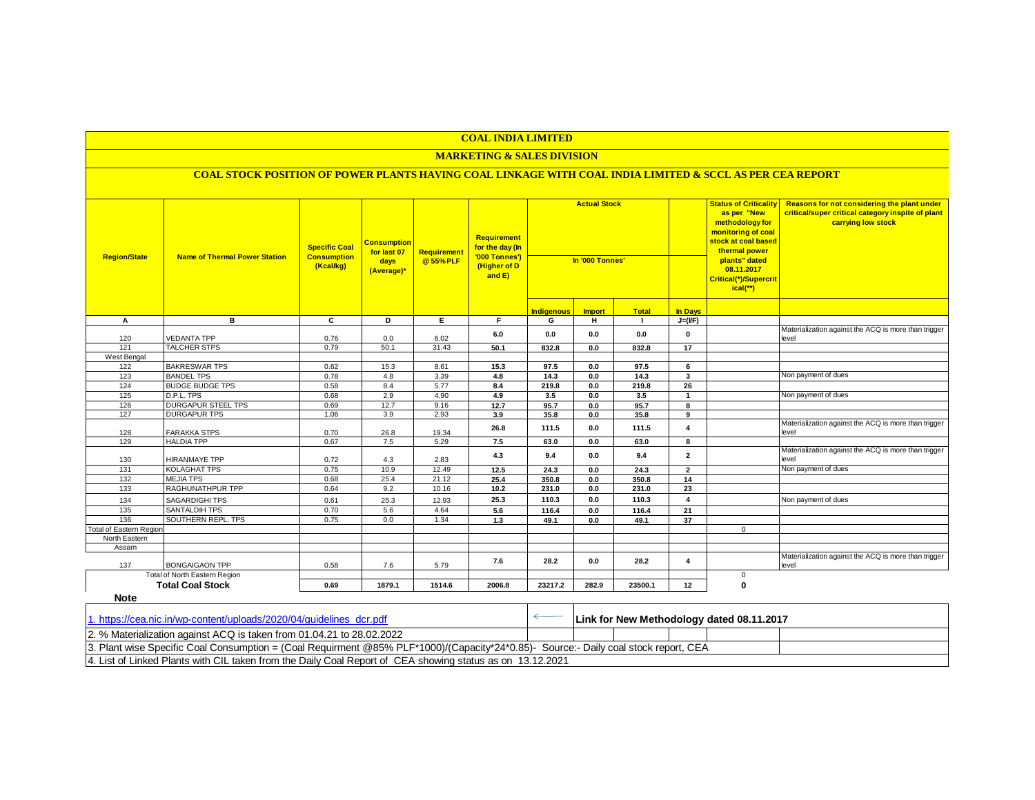## COAL INDIA LIMITED

### MARKETING & SALES DIVISION

### COAL STOCK POSITION OF POWER PLANTS HAVING COAL LINKAGE WITH COAL INDIA LIMITED & SCCL AS PER CEA REPORT

| Region/State | Name of Thermal Power Station | Specific Coal Consumption (Kcal/kg) | Consumption for last 07 days (Average)* | Requirement @ 55% PLF | Requirement for the day (In '000 Tonnes') (Higher of D and E) | Actual Stock In '000 Tonnes' | | | | Status of Criticality as per "New methodology for monitoring of coal stock at coal based thermal power plants" dated 08.11.2017 Critical(*)/Supercritical(**) | Reasons for not considering the plant under critical/super critical category inspite of plant carrying low stock |
|---|---|---|---|---|---|---|---|---|---|---|---|
| | | | | | | Indigenous | Import | Total | In Days | | |
| A | B | C | D | E | F | G | H | I | J=(I/F) | | |
| 120 | VEDANTA TPP | 0.76 | 0.0 | 6.02 | 6.0 | 0.0 | 0.0 | 0.0 | 0 | | Materialization against the ACQ is more than trigger level |
| 121 | TALCHER STPS | 0.79 | 50.1 | 31.43 | 50.1 | 832.8 | 0.0 | 832.8 | 17 | | |
| West Bengal | | | | | | | | | | | |
| 122 | BAKRESWAR TPS | 0.62 | 15.3 | 8.61 | 15.3 | 97.5 | 0.0 | 97.5 | 6 | | |
| 123 | BANDEL TPS | 0.78 | 4.8 | 3.39 | 4.8 | 14.3 | 0.0 | 14.3 | 3 | | Non payment of dues |
| 124 | BUDGE BUDGE TPS | 0.58 | 8.4 | 5.77 | 8.4 | 219.8 | 0.0 | 219.8 | 26 | | |
| 125 | D.P.L. TPS | 0.68 | 2.9 | 4.90 | 4.9 | 3.5 | 0.0 | 3.5 | 1 | | Non payment of dues |
| 126 | DURGAPUR STEEL TPS | 0.69 | 12.7 | 9.16 | 12.7 | 95.7 | 0.0 | 95.7 | 8 | | |
| 127 | DURGAPUR TPS | 1.06 | 3.9 | 2.93 | 3.9 | 35.8 | 0.0 | 35.8 | 9 | | |
| 128 | FARAKKA STPS | 0.70 | 26.8 | 19.34 | 26.8 | 111.5 | 0.0 | 111.5 | 4 | | Materialization against the ACQ is more than trigger level |
| 129 | HALDIA TPP | 0.67 | 7.5 | 5.29 | 7.5 | 63.0 | 0.0 | 63.0 | 8 | | |
| 130 | HIRANMAYE TPP | 0.72 | 4.3 | 2.83 | 4.3 | 9.4 | 0.0 | 9.4 | 2 | | Materialization against the ACQ is more than trigger level |
| 131 | KOLAGHAT TPS | 0.75 | 10.9 | 12.49 | 12.5 | 24.3 | 0.0 | 24.3 | 2 | | Non payment of dues |
| 132 | MEJIA TPS | 0.68 | 25.4 | 21.12 | 25.4 | 350.8 | 0.0 | 350.8 | 14 | | |
| 133 | RAGHUNATHPUR TPP | 0.64 | 9.2 | 10.16 | 10.2 | 231.0 | 0.0 | 231.0 | 23 | | |
| 134 | SAGARDIGHI TPS | 0.61 | 25.3 | 12.93 | 25.3 | 110.3 | 0.0 | 110.3 | 4 | | Non payment of dues |
| 135 | SANTALDIH TPS | 0.70 | 5.6 | 4.64 | 5.6 | 116.4 | 0.0 | 116.4 | 21 | | |
| 136 | SOUTHERN REPL. TPS | 0.75 | 0.0 | 1.34 | 1.3 | 49.1 | 0.0 | 49.1 | 37 | | |
| Total of Eastern Region | | | | | | | | | | 0 | |
| North Eastern | | | | | | | | | | | |
| Assam | | | | | | | | | | | |
| 137 | BONGAIGAON TPP | 0.58 | 7.6 | 5.79 | 7.6 | 28.2 | 0.0 | 28.2 | 4 | | Materialization against the ACQ is more than trigger level |
| Total of North Eastern Region | | | | | | | | | | 0 | |
| Total Coal Stock | | 0.69 | 1879.1 | 1514.6 | 2006.8 | 23217.2 | 282.9 | 23500.1 | 12 | 0 | |

**Note**

1. https://cea.nic.in/wp-content/uploads/2020/04/guidelines_dcr.pdf ← Link for New Methodology dated 08.11.2017
2. % Materialization against ACQ is taken from 01.04.21 to 28.02.2022
3. Plant wise Specific Coal Consumption = (Coal Requirment @85% PLF*1000)/(Capacity*24*0.85)- Source:- Daily coal stock report, CEA
4. List of Linked Plants with CIL taken from the Daily Coal Report of CEA showing status as on 13.12.2021